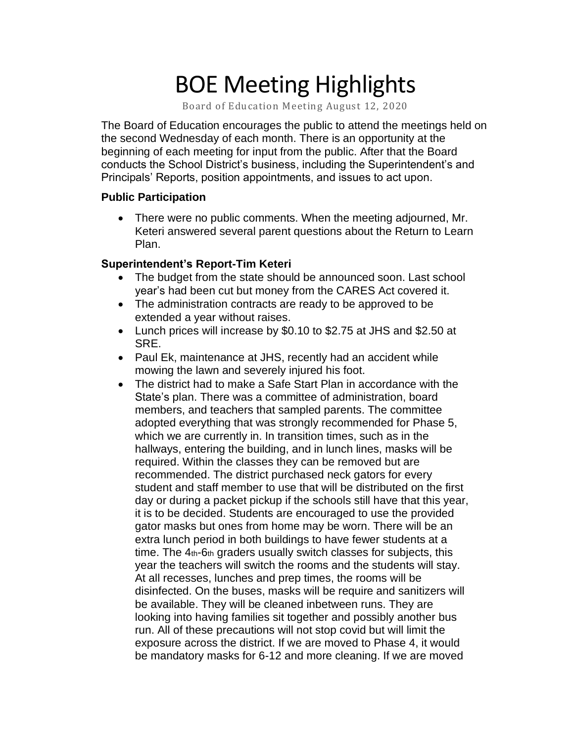# BOE Meeting Highlights

Board of Education Meeting August 12, 2020

The Board of Education encourages the public to attend the meetings held on the second Wednesday of each month. There is an opportunity at the beginning of each meeting for input from the public. After that the Board conducts the School District's business, including the Superintendent's and Principals' Reports, position appointments, and issues to act upon.

**Public Participation**

- There were no public comments. When the meeting adjourned, Mr. Keteri answered several parent questions about the Return to Learn Plan.

**Superintendent's Report-Tim Keteri**

- The budget from the state should be announced soon. Last school year's had been cut but money from the CARES Act covered it.
- The administration contracts are ready to be approved to be extended a year without raises.
- Lunch prices will increase by $0.10 to $2.75 at JHS and $2.50 at SRE.
- Paul Ek, maintenance at JHS, recently had an accident while mowing the lawn and severely injured his foot.
- The district had to make a Safe Start Plan in accordance with the State's plan. There was a committee of administration, board members, and teachers that sampled parents. The committee adopted everything that was strongly recommended for Phase 5, which we are currently in. In transition times, such as in the hallways, entering the building, and in lunch lines, masks will be required. Within the classes they can be removed but are recommended. The district purchased neck gators for every student and staff member to use that will be distributed on the first day or during a packet pickup if the schools still have that this year, it is to be decided. Students are encouraged to use the provided gator masks but ones from home may be worn. There will be an extra lunch period in both buildings to have fewer students at a time. The 4th-6th graders usually switch classes for subjects, this year the teachers will switch the rooms and the students will stay. At all recesses, lunches and prep times, the rooms will be disinfected. On the buses, masks will be require and sanitizers will be available. They will be cleaned inbetween runs. They are looking into having families sit together and possibly another bus run. All of these precautions will not stop covid but will limit the exposure across the district. If we are moved to Phase 4, it would be mandatory masks for 6-12 and more cleaning. If we are moved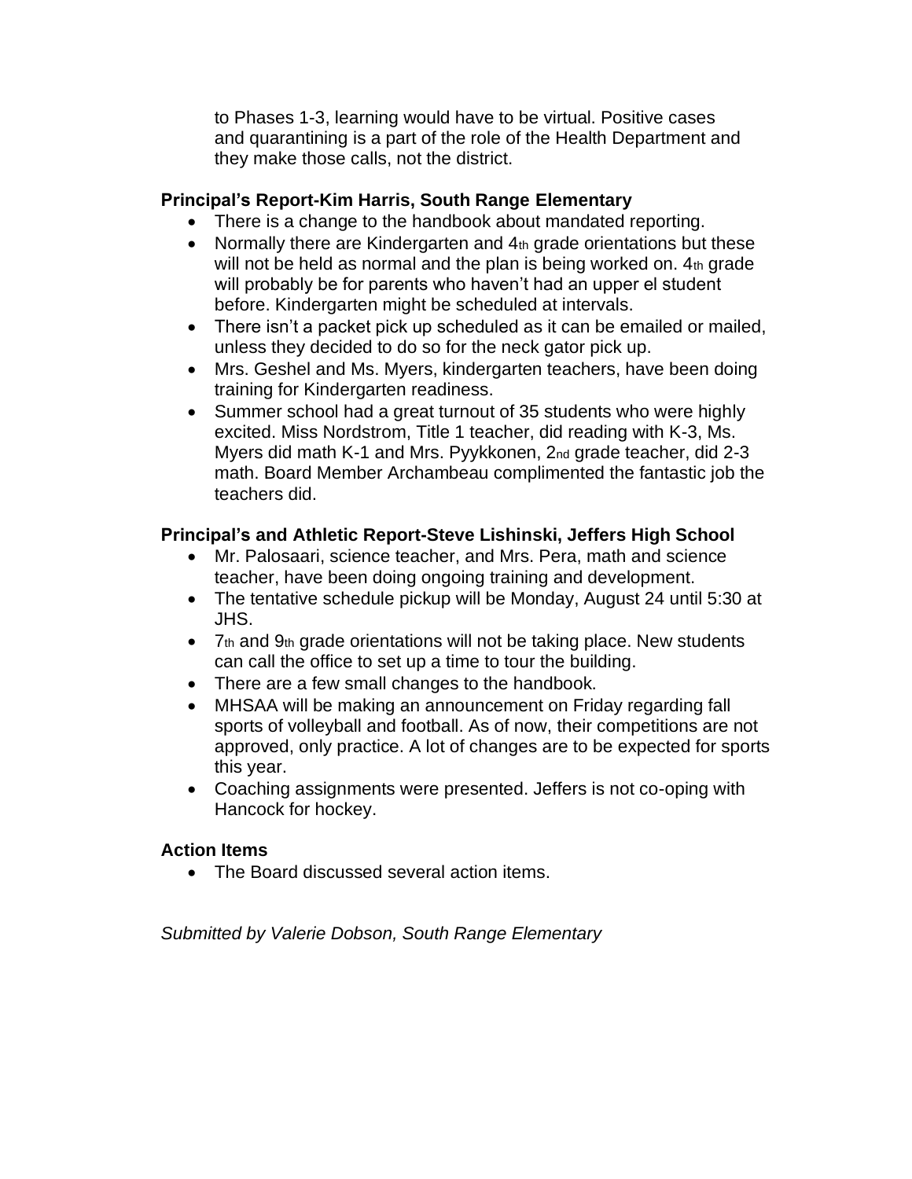to Phases 1-3, learning would have to be virtual. Positive cases and quarantining is a part of the role of the Health Department and they make those calls, not the district.

**Principal's Report-Kim Harris, South Range Elementary**

- There is a change to the handbook about mandated reporting.
- Normally there are Kindergarten and 4th grade orientations but these will not be held as normal and the plan is being worked on. 4th grade will probably be for parents who haven't had an upper el student before. Kindergarten might be scheduled at intervals.
- There isn't a packet pick up scheduled as it can be emailed or mailed, unless they decided to do so for the neck gator pick up.
- Mrs. Geshel and Ms. Myers, kindergarten teachers, have been doing training for Kindergarten readiness.
- Summer school had a great turnout of 35 students who were highly excited. Miss Nordstrom, Title 1 teacher, did reading with K-3, Ms. Myers did math K-1 and Mrs. Pyykkonen, 2nd grade teacher, did 2-3 math. Board Member Archambeau complimented the fantastic job the teachers did.

**Principal's and Athletic Report-Steve Lishinski, Jeffers High School**

- Mr. Palosaari, science teacher, and Mrs. Pera, math and science teacher, have been doing ongoing training and development.
- The tentative schedule pickup will be Monday, August 24 until 5:30 at JHS.
- 7th and 9th grade orientations will not be taking place. New students can call the office to set up a time to tour the building.
- There are a few small changes to the handbook.
- MHSAA will be making an announcement on Friday regarding fall sports of volleyball and football. As of now, their competitions are not approved, only practice. A lot of changes are to be expected for sports this year.
- Coaching assignments were presented. Jeffers is not co-oping with Hancock for hockey.

**Action Items**

- The Board discussed several action items.

*Submitted by Valerie Dobson, South Range Elementary*